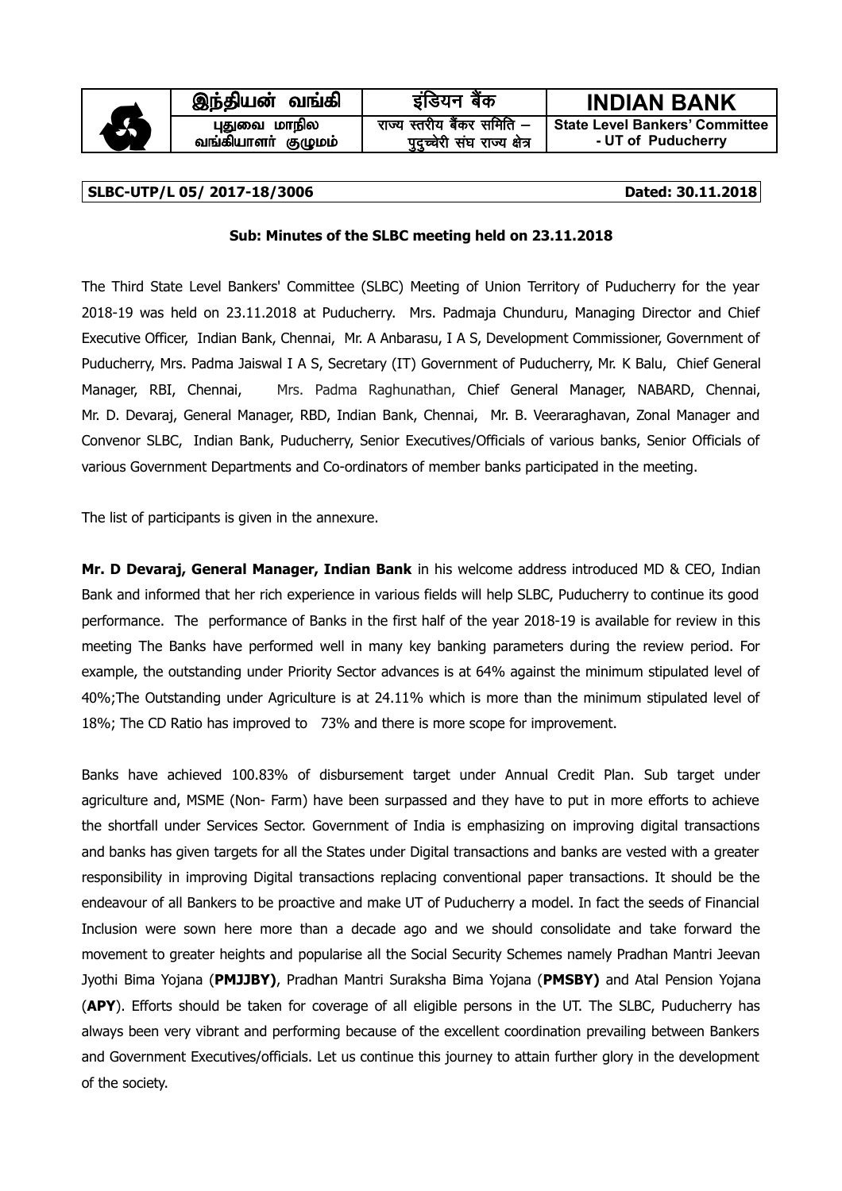| இந்தியன் வங்கி | इंडियन बैंक | **INDIAN BANK** |
|---|---|---|
| புதுவை மாநில வங்கியாளர் குழுமம் | राज्य स्तरीय बैंकर समिति – पुदुच्चेरी संघ राज्य क्षेत्र | **State Level Bankers' Committee - UT of Puducherry** |

**SLBC-UTP/L 05/ 2017-18/3006** **Dated: 30.11.2018**

**Sub: Minutes of the SLBC meeting held on 23.11.2018**

The Third State Level Bankers' Committee (SLBC) Meeting of Union Territory of Puducherry for the year 2018-19 was held on 23.11.2018 at Puducherry. Mrs. Padmaja Chunduru, Managing Director and Chief Executive Officer, Indian Bank, Chennai, Mr. A Anbarasu, I A S, Development Commissioner, Government of Puducherry, Mrs. Padma Jaiswal I A S, Secretary (IT) Government of Puducherry, Mr. K Balu, Chief General Manager, RBI, Chennai, Mrs. Padma Raghunathan, Chief General Manager, NABARD, Chennai, Mr. D. Devaraj, General Manager, RBD, Indian Bank, Chennai, Mr. B. Veeraraghavan, Zonal Manager and Convenor SLBC, Indian Bank, Puducherry, Senior Executives/Officials of various banks, Senior Officials of various Government Departments and Co-ordinators of member banks participated in the meeting.

The list of participants is given in the annexure.

**Mr. D Devaraj, General Manager, Indian Bank** in his welcome address introduced MD & CEO, Indian Bank and informed that her rich experience in various fields will help SLBC, Puducherry to continue its good performance. The performance of Banks in the first half of the year 2018-19 is available for review in this meeting The Banks have performed well in many key banking parameters during the review period. For example, the outstanding under Priority Sector advances is at 64% against the minimum stipulated level of 40%;The Outstanding under Agriculture is at 24.11% which is more than the minimum stipulated level of 18%; The CD Ratio has improved to 73% and there is more scope for improvement.

Banks have achieved 100.83% of disbursement target under Annual Credit Plan. Sub target under agriculture and, MSME (Non- Farm) have been surpassed and they have to put in more efforts to achieve the shortfall under Services Sector. Government of India is emphasizing on improving digital transactions and banks has given targets for all the States under Digital transactions and banks are vested with a greater responsibility in improving Digital transactions replacing conventional paper transactions. It should be the endeavour of all Bankers to be proactive and make UT of Puducherry a model. In fact the seeds of Financial Inclusion were sown here more than a decade ago and we should consolidate and take forward the movement to greater heights and popularise all the Social Security Schemes namely Pradhan Mantri Jeevan Jyothi Bima Yojana (**PMJJBY)**, Pradhan Mantri Suraksha Bima Yojana (**PMSBY)** and Atal Pension Yojana (**APY**). Efforts should be taken for coverage of all eligible persons in the UT. The SLBC, Puducherry has always been very vibrant and performing because of the excellent coordination prevailing between Bankers and Government Executives/officials. Let us continue this journey to attain further glory in the development of the society.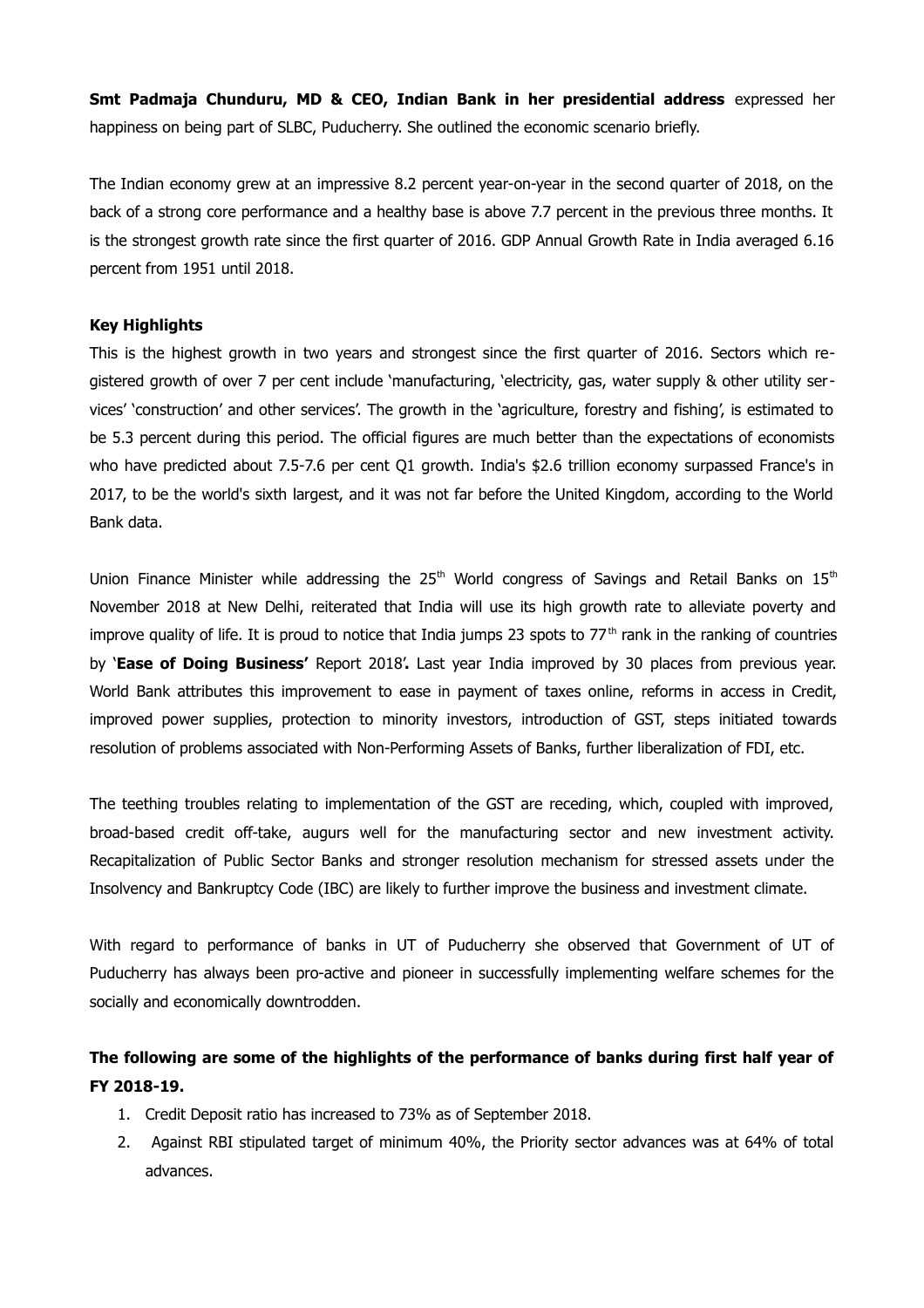**Smt Padmaja Chunduru, MD & CEO, Indian Bank in her presidential address** expressed her happiness on being part of SLBC, Puducherry. She outlined the economic scenario briefly.

The Indian economy grew at an impressive 8.2 percent year-on-year in the second quarter of 2018, on the back of a strong core performance and a healthy base is above 7.7 percent in the previous three months. It is the strongest growth rate since the first quarter of 2016. GDP Annual Growth Rate in India averaged 6.16 percent from 1951 until 2018.

**Key Highlights**

This is the highest growth in two years and strongest since the first quarter of 2016. Sectors which registered growth of over 7 per cent include 'manufacturing, 'electricity, gas, water supply & other utility services' 'construction' and other services'. The growth in the 'agriculture, forestry and fishing', is estimated to be 5.3 percent during this period. The official figures are much better than the expectations of economists who have predicted about 7.5-7.6 per cent Q1 growth. India's $2.6 trillion economy surpassed France's in 2017, to be the world's sixth largest, and it was not far before the United Kingdom, according to the World Bank data.

Union Finance Minister while addressing the 25th World congress of Savings and Retail Banks on 15th November 2018 at New Delhi, reiterated that India will use its high growth rate to alleviate poverty and improve quality of life. It is proud to notice that India jumps 23 spots to 77th rank in the ranking of countries by '**Ease of Doing Business'** Report 2018'**.** Last year India improved by 30 places from previous year. World Bank attributes this improvement to ease in payment of taxes online, reforms in access in Credit, improved power supplies, protection to minority investors, introduction of GST, steps initiated towards resolution of problems associated with Non-Performing Assets of Banks, further liberalization of FDI, etc.

The teething troubles relating to implementation of the GST are receding, which, coupled with improved, broad-based credit off-take, augurs well for the manufacturing sector and new investment activity. Recapitalization of Public Sector Banks and stronger resolution mechanism for stressed assets under the Insolvency and Bankruptcy Code (IBC) are likely to further improve the business and investment climate.

With regard to performance of banks in UT of Puducherry she observed that Government of UT of Puducherry has always been pro-active and pioneer in successfully implementing welfare schemes for the socially and economically downtrodden.

**The following are some of the highlights of the performance of banks during first half year of FY 2018-19.**

1. Credit Deposit ratio has increased to 73% as of September 2018.
2. Against RBI stipulated target of minimum 40%, the Priority sector advances was at 64% of total advances.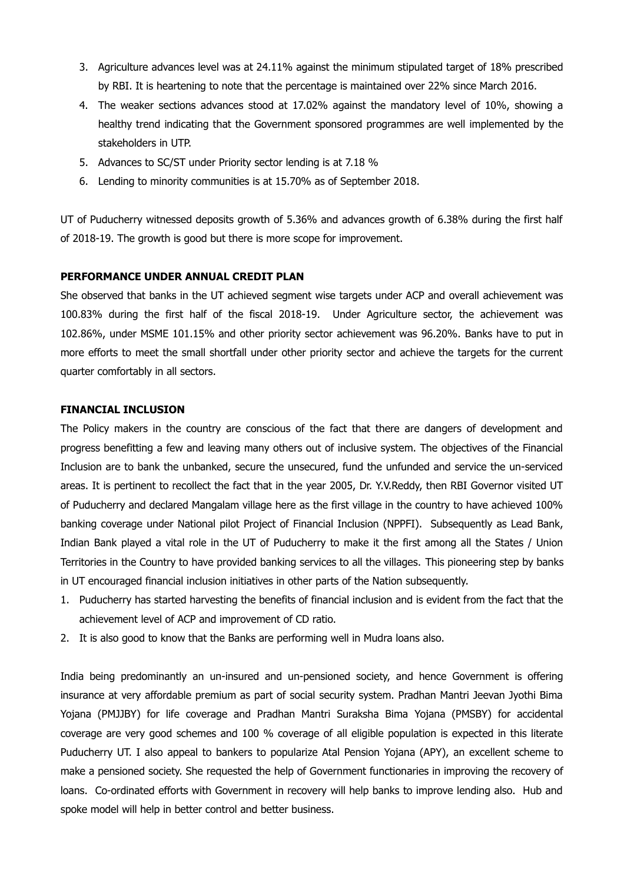3. Agriculture advances level was at 24.11% against the minimum stipulated target of 18% prescribed by RBI. It is heartening to note that the percentage is maintained over 22% since March 2016.
4. The weaker sections advances stood at 17.02% against the mandatory level of 10%, showing a healthy trend indicating that the Government sponsored programmes are well implemented by the stakeholders in UTP.
5. Advances to SC/ST under Priority sector lending is at 7.18 %
6. Lending to minority communities is at 15.70% as of September 2018.

UT of Puducherry witnessed deposits growth of 5.36% and advances growth of 6.38% during the first half of 2018-19. The growth is good but there is more scope for improvement.

**PERFORMANCE UNDER ANNUAL CREDIT PLAN**

She observed that banks in the UT achieved segment wise targets under ACP and overall achievement was 100.83% during the first half of the fiscal 2018-19. Under Agriculture sector, the achievement was 102.86%, under MSME 101.15% and other priority sector achievement was 96.20%. Banks have to put in more efforts to meet the small shortfall under other priority sector and achieve the targets for the current quarter comfortably in all sectors.

**FINANCIAL INCLUSION**

The Policy makers in the country are conscious of the fact that there are dangers of development and progress benefitting a few and leaving many others out of inclusive system. The objectives of the Financial Inclusion are to bank the unbanked, secure the unsecured, fund the unfunded and service the un-serviced areas. It is pertinent to recollect the fact that in the year 2005, Dr. Y.V.Reddy, then RBI Governor visited UT of Puducherry and declared Mangalam village here as the first village in the country to have achieved 100% banking coverage under National pilot Project of Financial Inclusion (NPPFI). Subsequently as Lead Bank, Indian Bank played a vital role in the UT of Puducherry to make it the first among all the States / Union Territories in the Country to have provided banking services to all the villages. This pioneering step by banks in UT encouraged financial inclusion initiatives in other parts of the Nation subsequently.

1. Puducherry has started harvesting the benefits of financial inclusion and is evident from the fact that the achievement level of ACP and improvement of CD ratio.
2. It is also good to know that the Banks are performing well in Mudra loans also.

India being predominantly an un-insured and un-pensioned society, and hence Government is offering insurance at very affordable premium as part of social security system. Pradhan Mantri Jeevan Jyothi Bima Yojana (PMJJBY) for life coverage and Pradhan Mantri Suraksha Bima Yojana (PMSBY) for accidental coverage are very good schemes and 100 % coverage of all eligible population is expected in this literate Puducherry UT. I also appeal to bankers to popularize Atal Pension Yojana (APY), an excellent scheme to make a pensioned society. She requested the help of Government functionaries in improving the recovery of loans. Co-ordinated efforts with Government in recovery will help banks to improve lending also. Hub and spoke model will help in better control and better business.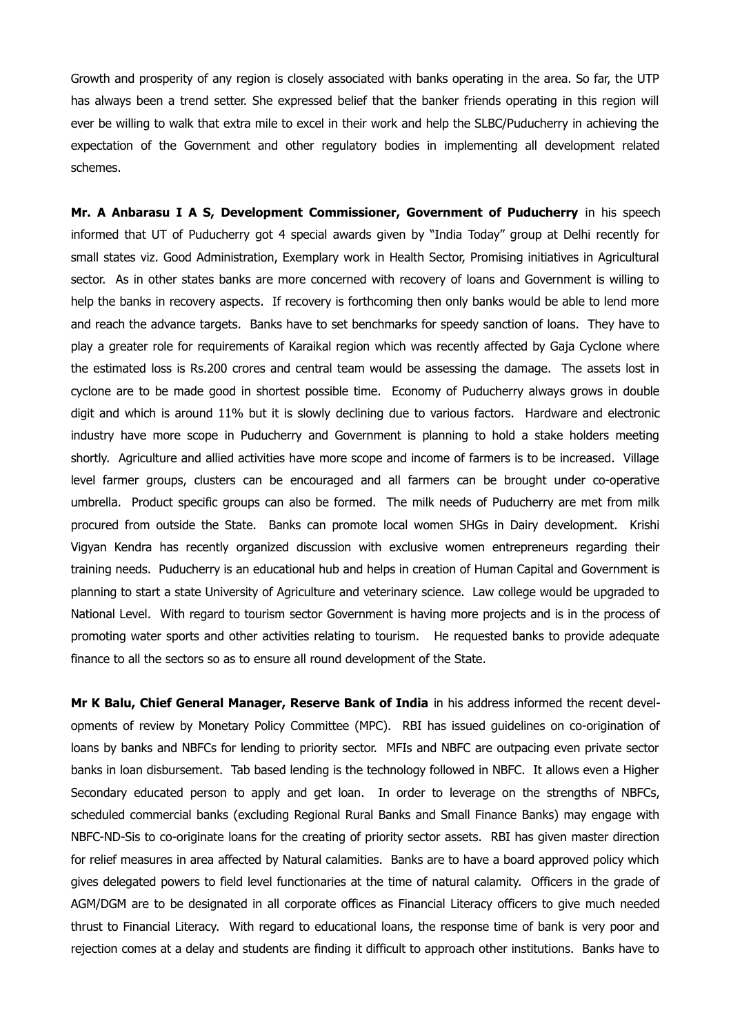Growth and prosperity of any region is closely associated with banks operating in the area. So far, the UTP has always been a trend setter. She expressed belief that the banker friends operating in this region will ever be willing to walk that extra mile to excel in their work and help the SLBC/Puducherry in achieving the expectation of the Government and other regulatory bodies in implementing all development related schemes.

**Mr. A Anbarasu I A S, Development Commissioner, Government of Puducherry** in his speech informed that UT of Puducherry got 4 special awards given by "India Today" group at Delhi recently for small states viz. Good Administration, Exemplary work in Health Sector, Promising initiatives in Agricultural sector. As in other states banks are more concerned with recovery of loans and Government is willing to help the banks in recovery aspects. If recovery is forthcoming then only banks would be able to lend more and reach the advance targets. Banks have to set benchmarks for speedy sanction of loans. They have to play a greater role for requirements of Karaikal region which was recently affected by Gaja Cyclone where the estimated loss is Rs.200 crores and central team would be assessing the damage. The assets lost in cyclone are to be made good in shortest possible time. Economy of Puducherry always grows in double digit and which is around 11% but it is slowly declining due to various factors. Hardware and electronic industry have more scope in Puducherry and Government is planning to hold a stake holders meeting shortly. Agriculture and allied activities have more scope and income of farmers is to be increased. Village level farmer groups, clusters can be encouraged and all farmers can be brought under co-operative umbrella. Product specific groups can also be formed. The milk needs of Puducherry are met from milk procured from outside the State. Banks can promote local women SHGs in Dairy development. Krishi Vigyan Kendra has recently organized discussion with exclusive women entrepreneurs regarding their training needs. Puducherry is an educational hub and helps in creation of Human Capital and Government is planning to start a state University of Agriculture and veterinary science. Law college would be upgraded to National Level. With regard to tourism sector Government is having more projects and is in the process of promoting water sports and other activities relating to tourism. He requested banks to provide adequate finance to all the sectors so as to ensure all round development of the State.

**Mr K Balu, Chief General Manager, Reserve Bank of India** in his address informed the recent developments of review by Monetary Policy Committee (MPC). RBI has issued guidelines on co-origination of loans by banks and NBFCs for lending to priority sector. MFIs and NBFC are outpacing even private sector banks in loan disbursement. Tab based lending is the technology followed in NBFC. It allows even a Higher Secondary educated person to apply and get loan. In order to leverage on the strengths of NBFCs, scheduled commercial banks (excluding Regional Rural Banks and Small Finance Banks) may engage with NBFC-ND-Sis to co-originate loans for the creating of priority sector assets. RBI has given master direction for relief measures in area affected by Natural calamities. Banks are to have a board approved policy which gives delegated powers to field level functionaries at the time of natural calamity. Officers in the grade of AGM/DGM are to be designated in all corporate offices as Financial Literacy officers to give much needed thrust to Financial Literacy. With regard to educational loans, the response time of bank is very poor and rejection comes at a delay and students are finding it difficult to approach other institutions. Banks have to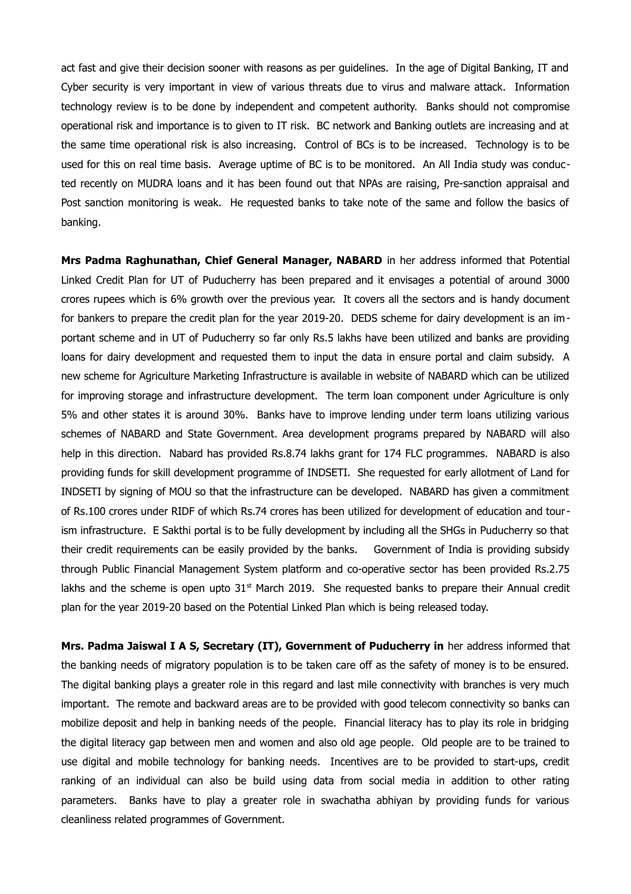act fast and give their decision sooner with reasons as per guidelines. In the age of Digital Banking, IT and Cyber security is very important in view of various threats due to virus and malware attack. Information technology review is to be done by independent and competent authority. Banks should not compromise operational risk and importance is to given to IT risk. BC network and Banking outlets are increasing and at the same time operational risk is also increasing. Control of BCs is to be increased. Technology is to be used for this on real time basis. Average uptime of BC is to be monitored. An All India study was conducted recently on MUDRA loans and it has been found out that NPAs are raising, Pre-sanction appraisal and Post sanction monitoring is weak. He requested banks to take note of the same and follow the basics of banking.

**Mrs Padma Raghunathan, Chief General Manager, NABARD** in her address informed that Potential Linked Credit Plan for UT of Puducherry has been prepared and it envisages a potential of around 3000 crores rupees which is 6% growth over the previous year. It covers all the sectors and is handy document for bankers to prepare the credit plan for the year 2019-20. DEDS scheme for dairy development is an important scheme and in UT of Puducherry so far only Rs.5 lakhs have been utilized and banks are providing loans for dairy development and requested them to input the data in ensure portal and claim subsidy. A new scheme for Agriculture Marketing Infrastructure is available in website of NABARD which can be utilized for improving storage and infrastructure development. The term loan component under Agriculture is only 5% and other states it is around 30%. Banks have to improve lending under term loans utilizing various schemes of NABARD and State Government. Area development programs prepared by NABARD will also help in this direction. Nabard has provided Rs.8.74 lakhs grant for 174 FLC programmes. NABARD is also providing funds for skill development programme of INDSETI. She requested for early allotment of Land for INDSETI by signing of MOU so that the infrastructure can be developed. NABARD has given a commitment of Rs.100 crores under RIDF of which Rs.74 crores has been utilized for development of education and tourism infrastructure. E Sakthi portal is to be fully development by including all the SHGs in Puducherry so that their credit requirements can be easily provided by the banks. Government of India is providing subsidy through Public Financial Management System platform and co-operative sector has been provided Rs.2.75 lakhs and the scheme is open upto 31st March 2019. She requested banks to prepare their Annual credit plan for the year 2019-20 based on the Potential Linked Plan which is being released today.

**Mrs. Padma Jaiswal I A S, Secretary (IT), Government of Puducherry in** her address informed that the banking needs of migratory population is to be taken care off as the safety of money is to be ensured. The digital banking plays a greater role in this regard and last mile connectivity with branches is very much important. The remote and backward areas are to be provided with good telecom connectivity so banks can mobilize deposit and help in banking needs of the people. Financial literacy has to play its role in bridging the digital literacy gap between men and women and also old age people. Old people are to be trained to use digital and mobile technology for banking needs. Incentives are to be provided to start-ups, credit ranking of an individual can also be build using data from social media in addition to other rating parameters. Banks have to play a greater role in swachatha abhiyan by providing funds for various cleanliness related programmes of Government.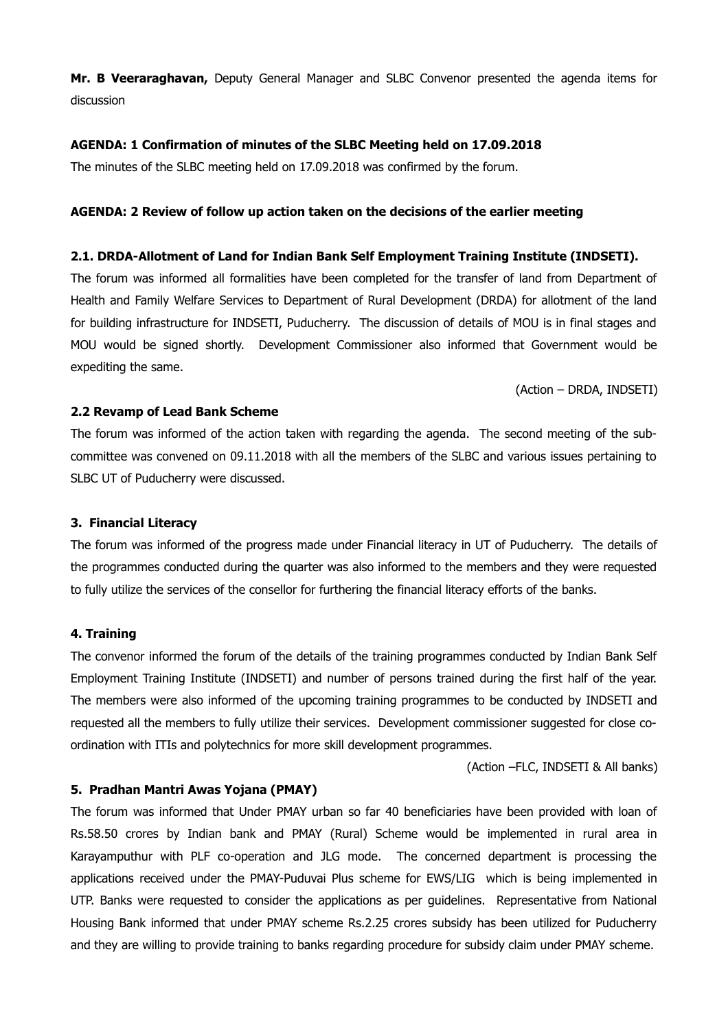**Mr. B Veeraraghavan,** Deputy General Manager and SLBC Convenor presented the agenda items for discussion

**AGENDA: 1 Confirmation of minutes of the SLBC Meeting held on 17.09.2018**

The minutes of the SLBC meeting held on 17.09.2018 was confirmed by the forum.

**AGENDA: 2 Review of follow up action taken on the decisions of the earlier meeting**

**2.1. DRDA-Allotment of Land for Indian Bank Self Employment Training Institute (INDSETI).**

The forum was informed all formalities have been completed for the transfer of land from Department of Health and Family Welfare Services to Department of Rural Development (DRDA) for allotment of the land for building infrastructure for INDSETI, Puducherry. The discussion of details of MOU is in final stages and MOU would be signed shortly. Development Commissioner also informed that Government would be expediting the same.

(Action – DRDA, INDSETI)

**2.2 Revamp of Lead Bank Scheme**

The forum was informed of the action taken with regarding the agenda. The second meeting of the sub-committee was convened on 09.11.2018 with all the members of the SLBC and various issues pertaining to SLBC UT of Puducherry were discussed.

**3. Financial Literacy**

The forum was informed of the progress made under Financial literacy in UT of Puducherry. The details of the programmes conducted during the quarter was also informed to the members and they were requested to fully utilize the services of the consellor for furthering the financial literacy efforts of the banks.

**4. Training**

The convenor informed the forum of the details of the training programmes conducted by Indian Bank Self Employment Training Institute (INDSETI) and number of persons trained during the first half of the year. The members were also informed of the upcoming training programmes to be conducted by INDSETI and requested all the members to fully utilize their services. Development commissioner suggested for close co-ordination with ITIs and polytechnics for more skill development programmes.

(Action –FLC, INDSETI & All banks)

**5. Pradhan Mantri Awas Yojana (PMAY)**

The forum was informed that Under PMAY urban so far 40 beneficiaries have been provided with loan of Rs.58.50 crores by Indian bank and PMAY (Rural) Scheme would be implemented in rural area in Karayamputhur with PLF co-operation and JLG mode. The concerned department is processing the applications received under the PMAY-Puduvai Plus scheme for EWS/LIG which is being implemented in UTP. Banks were requested to consider the applications as per guidelines. Representative from National Housing Bank informed that under PMAY scheme Rs.2.25 crores subsidy has been utilized for Puducherry and they are willing to provide training to banks regarding procedure for subsidy claim under PMAY scheme.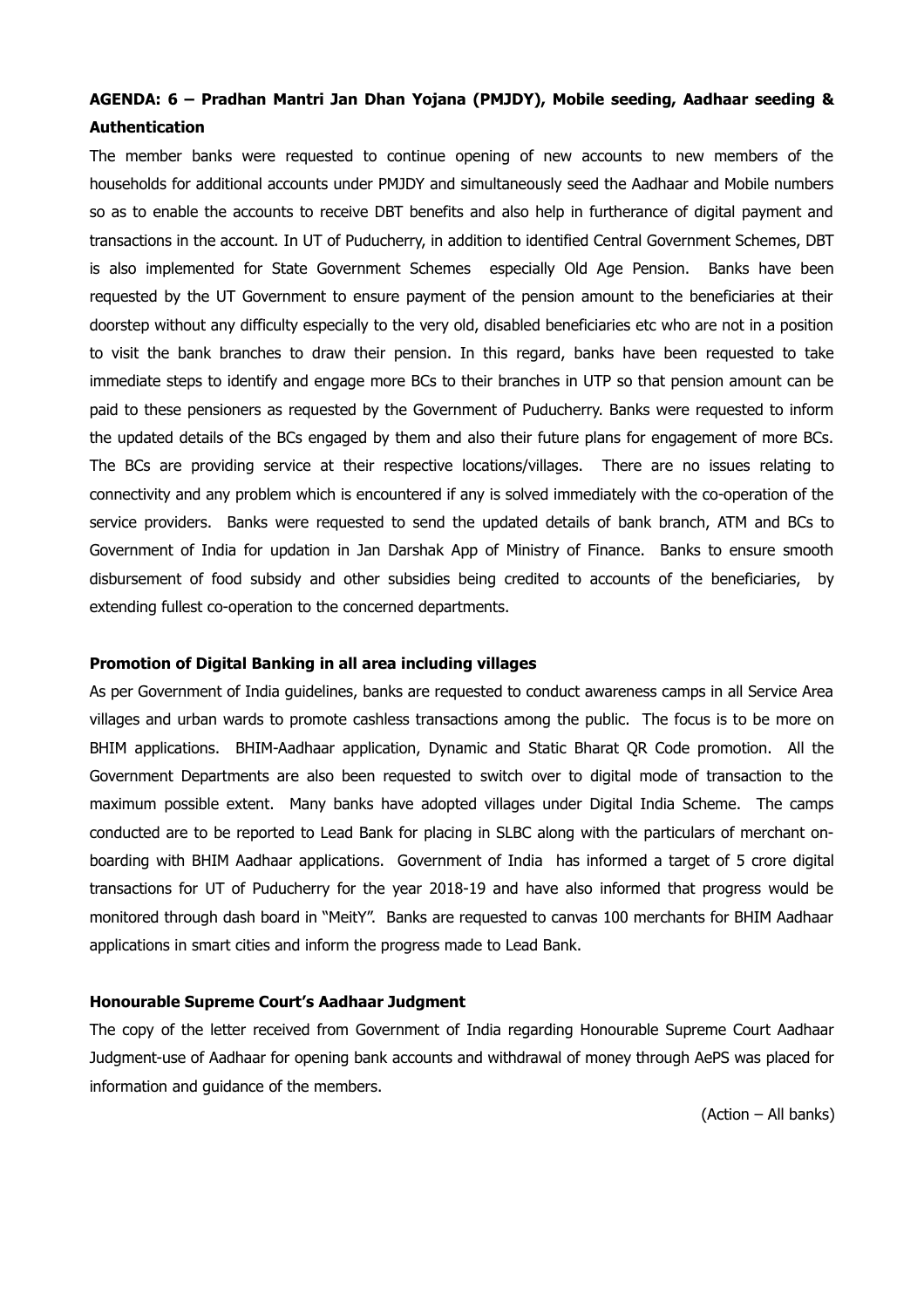**AGENDA: 6 – Pradhan Mantri Jan Dhan Yojana (PMJDY), Mobile seeding, Aadhaar seeding & Authentication**

The member banks were requested to continue opening of new accounts to new members of the households for additional accounts under PMJDY and simultaneously seed the Aadhaar and Mobile numbers so as to enable the accounts to receive DBT benefits and also help in furtherance of digital payment and transactions in the account. In UT of Puducherry, in addition to identified Central Government Schemes, DBT is also implemented for State Government Schemes especially Old Age Pension. Banks have been requested by the UT Government to ensure payment of the pension amount to the beneficiaries at their doorstep without any difficulty especially to the very old, disabled beneficiaries etc who are not in a position to visit the bank branches to draw their pension. In this regard, banks have been requested to take immediate steps to identify and engage more BCs to their branches in UTP so that pension amount can be paid to these pensioners as requested by the Government of Puducherry. Banks were requested to inform the updated details of the BCs engaged by them and also their future plans for engagement of more BCs. The BCs are providing service at their respective locations/villages. There are no issues relating to connectivity and any problem which is encountered if any is solved immediately with the co-operation of the service providers. Banks were requested to send the updated details of bank branch, ATM and BCs to Government of India for updation in Jan Darshak App of Ministry of Finance. Banks to ensure smooth disbursement of food subsidy and other subsidies being credited to accounts of the beneficiaries, by extending fullest co-operation to the concerned departments.

**Promotion of Digital Banking in all area including villages**

As per Government of India guidelines, banks are requested to conduct awareness camps in all Service Area villages and urban wards to promote cashless transactions among the public. The focus is to be more on BHIM applications. BHIM-Aadhaar application, Dynamic and Static Bharat QR Code promotion. All the Government Departments are also been requested to switch over to digital mode of transaction to the maximum possible extent. Many banks have adopted villages under Digital India Scheme. The camps conducted are to be reported to Lead Bank for placing in SLBC along with the particulars of merchant on-boarding with BHIM Aadhaar applications. Government of India has informed a target of 5 crore digital transactions for UT of Puducherry for the year 2018-19 and have also informed that progress would be monitored through dash board in "MeitY". Banks are requested to canvas 100 merchants for BHIM Aadhaar applications in smart cities and inform the progress made to Lead Bank.

**Honourable Supreme Court's Aadhaar Judgment**

The copy of the letter received from Government of India regarding Honourable Supreme Court Aadhaar Judgment-use of Aadhaar for opening bank accounts and withdrawal of money through AePS was placed for information and guidance of the members.

(Action – All banks)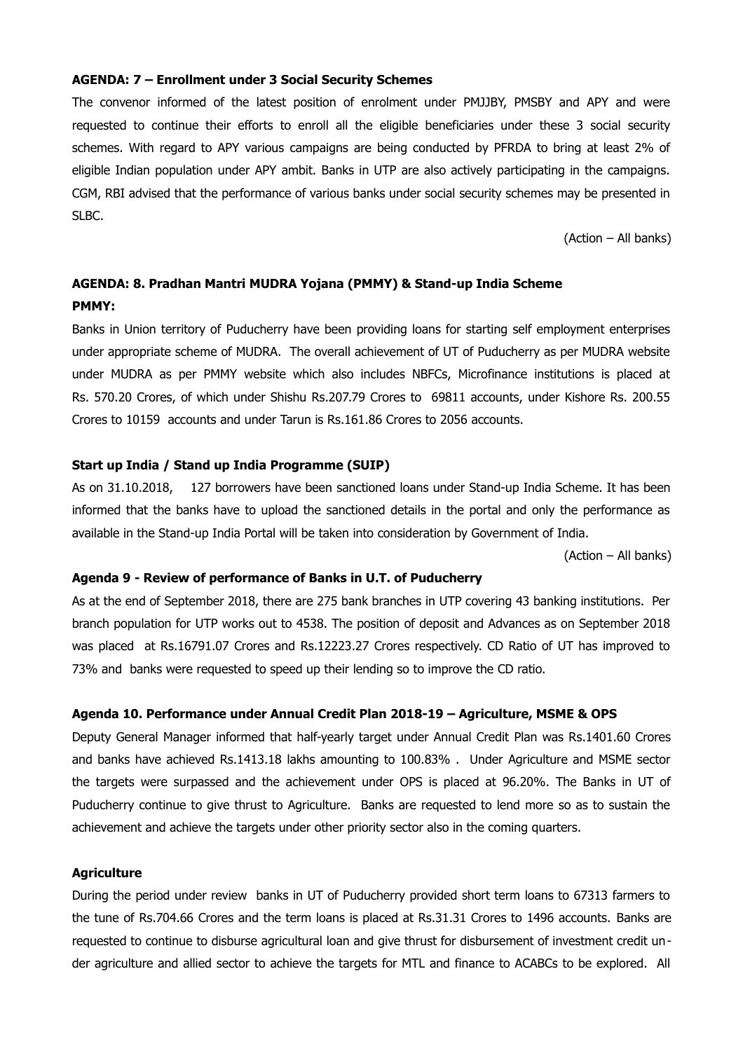**AGENDA: 7 – Enrollment under 3 Social Security Schemes**

The convenor informed of the latest position of enrolment under PMJJBY, PMSBY and APY and were requested to continue their efforts to enroll all the eligible beneficiaries under these 3 social security schemes. With regard to APY various campaigns are being conducted by PFRDA to bring at least 2% of eligible Indian population under APY ambit. Banks in UTP are also actively participating in the campaigns. CGM, RBI advised that the performance of various banks under social security schemes may be presented in SLBC.

(Action – All banks)

**AGENDA: 8. Pradhan Mantri MUDRA Yojana (PMMY) & Stand-up India Scheme**

**PMMY:**

Banks in Union territory of Puducherry have been providing loans for starting self employment enterprises under appropriate scheme of MUDRA. The overall achievement of UT of Puducherry as per MUDRA website under MUDRA as per PMMY website which also includes NBFCs, Microfinance institutions is placed at Rs. 570.20 Crores, of which under Shishu Rs.207.79 Crores to 69811 accounts, under Kishore Rs. 200.55 Crores to 10159 accounts and under Tarun is Rs.161.86 Crores to 2056 accounts.

**Start up India / Stand up India Programme (SUIP)**

As on 31.10.2018, 127 borrowers have been sanctioned loans under Stand-up India Scheme. It has been informed that the banks have to upload the sanctioned details in the portal and only the performance as available in the Stand-up India Portal will be taken into consideration by Government of India.

(Action – All banks)

**Agenda 9 - Review of performance of Banks in U.T. of Puducherry**

As at the end of September 2018, there are 275 bank branches in UTP covering 43 banking institutions. Per branch population for UTP works out to 4538. The position of deposit and Advances as on September 2018 was placed at Rs.16791.07 Crores and Rs.12223.27 Crores respectively. CD Ratio of UT has improved to 73% and banks were requested to speed up their lending so to improve the CD ratio.

**Agenda 10. Performance under Annual Credit Plan 2018-19 – Agriculture, MSME & OPS**

Deputy General Manager informed that half-yearly target under Annual Credit Plan was Rs.1401.60 Crores and banks have achieved Rs.1413.18 lakhs amounting to 100.83% . Under Agriculture and MSME sector the targets were surpassed and the achievement under OPS is placed at 96.20%. The Banks in UT of Puducherry continue to give thrust to Agriculture. Banks are requested to lend more so as to sustain the achievement and achieve the targets under other priority sector also in the coming quarters.

**Agriculture**

During the period under review banks in UT of Puducherry provided short term loans to 67313 farmers to the tune of Rs.704.66 Crores and the term loans is placed at Rs.31.31 Crores to 1496 accounts. Banks are requested to continue to disburse agricultural loan and give thrust for disbursement of investment credit under agriculture and allied sector to achieve the targets for MTL and finance to ACABCs to be explored. All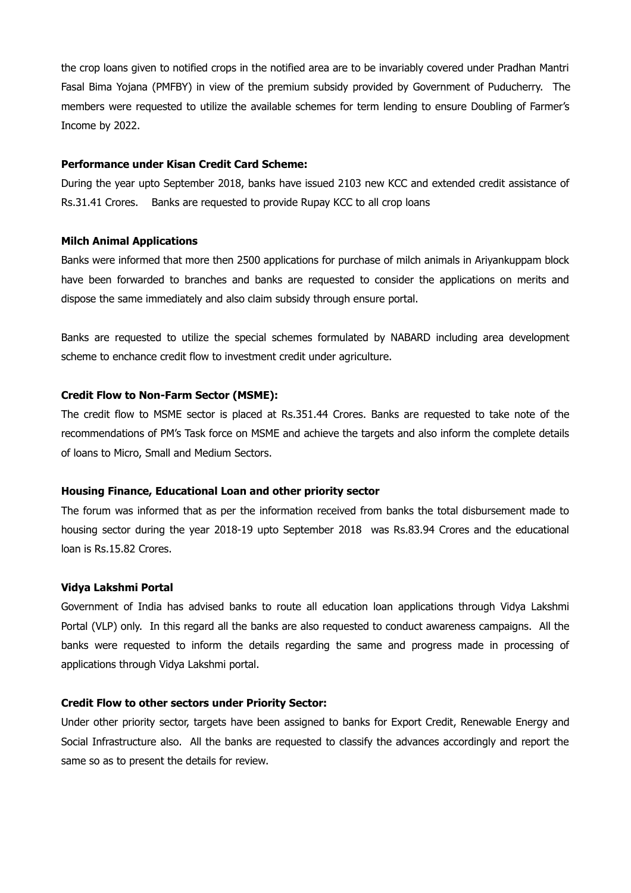the crop loans given to notified crops in the notified area are to be invariably covered under Pradhan Mantri Fasal Bima Yojana (PMFBY) in view of the premium subsidy provided by Government of Puducherry. The members were requested to utilize the available schemes for term lending to ensure Doubling of Farmer's Income by 2022.

**Performance under Kisan Credit Card Scheme:**

During the year upto September 2018, banks have issued 2103 new KCC and extended credit assistance of Rs.31.41 Crores. Banks are requested to provide Rupay KCC to all crop loans

**Milch Animal Applications**

Banks were informed that more then 2500 applications for purchase of milch animals in Ariyankuppam block have been forwarded to branches and banks are requested to consider the applications on merits and dispose the same immediately and also claim subsidy through ensure portal.

Banks are requested to utilize the special schemes formulated by NABARD including area development scheme to enchance credit flow to investment credit under agriculture.

**Credit Flow to Non-Farm Sector (MSME):**

The credit flow to MSME sector is placed at Rs.351.44 Crores. Banks are requested to take note of the recommendations of PM's Task force on MSME and achieve the targets and also inform the complete details of loans to Micro, Small and Medium Sectors.

**Housing Finance, Educational Loan and other priority sector**

The forum was informed that as per the information received from banks the total disbursement made to housing sector during the year 2018-19 upto September 2018 was Rs.83.94 Crores and the educational loan is Rs.15.82 Crores.

**Vidya Lakshmi Portal**

Government of India has advised banks to route all education loan applications through Vidya Lakshmi Portal (VLP) only. In this regard all the banks are also requested to conduct awareness campaigns. All the banks were requested to inform the details regarding the same and progress made in processing of applications through Vidya Lakshmi portal.

**Credit Flow to other sectors under Priority Sector:**

Under other priority sector, targets have been assigned to banks for Export Credit, Renewable Energy and Social Infrastructure also. All the banks are requested to classify the advances accordingly and report the same so as to present the details for review.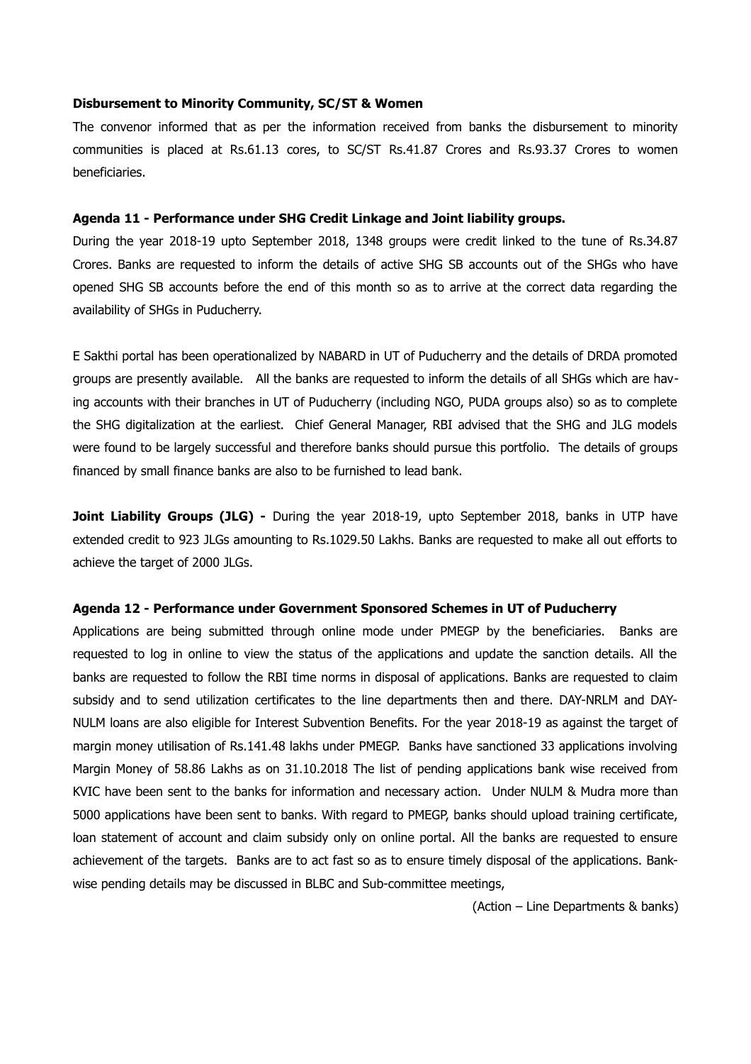**Disbursement to Minority Community, SC/ST & Women**

The convenor informed that as per the information received from banks the disbursement to minority communities is placed at Rs.61.13 cores, to SC/ST Rs.41.87 Crores and Rs.93.37 Crores to women beneficiaries.

**Agenda 11 - Performance under SHG Credit Linkage and Joint liability groups.**

During the year 2018-19 upto September 2018, 1348 groups were credit linked to the tune of Rs.34.87 Crores. Banks are requested to inform the details of active SHG SB accounts out of the SHGs who have opened SHG SB accounts before the end of this month so as to arrive at the correct data regarding the availability of SHGs in Puducherry.

E Sakthi portal has been operationalized by NABARD in UT of Puducherry and the details of DRDA promoted groups are presently available. All the banks are requested to inform the details of all SHGs which are having accounts with their branches in UT of Puducherry (including NGO, PUDA groups also) so as to complete the SHG digitalization at the earliest. Chief General Manager, RBI advised that the SHG and JLG models were found to be largely successful and therefore banks should pursue this portfolio. The details of groups financed by small finance banks are also to be furnished to lead bank.

**Joint Liability Groups (JLG) -** During the year 2018-19, upto September 2018, banks in UTP have extended credit to 923 JLGs amounting to Rs.1029.50 Lakhs. Banks are requested to make all out efforts to achieve the target of 2000 JLGs.

**Agenda 12 - Performance under Government Sponsored Schemes in UT of Puducherry**

Applications are being submitted through online mode under PMEGP by the beneficiaries. Banks are requested to log in online to view the status of the applications and update the sanction details. All the banks are requested to follow the RBI time norms in disposal of applications. Banks are requested to claim subsidy and to send utilization certificates to the line departments then and there. DAY-NRLM and DAY-NULM loans are also eligible for Interest Subvention Benefits. For the year 2018-19 as against the target of margin money utilisation of Rs.141.48 lakhs under PMEGP. Banks have sanctioned 33 applications involving Margin Money of 58.86 Lakhs as on 31.10.2018 The list of pending applications bank wise received from KVIC have been sent to the banks for information and necessary action. Under NULM & Mudra more than 5000 applications have been sent to banks. With regard to PMEGP, banks should upload training certificate, loan statement of account and claim subsidy only on online portal. All the banks are requested to ensure achievement of the targets. Banks are to act fast so as to ensure timely disposal of the applications. Bank-wise pending details may be discussed in BLBC and Sub-committee meetings,

(Action – Line Departments & banks)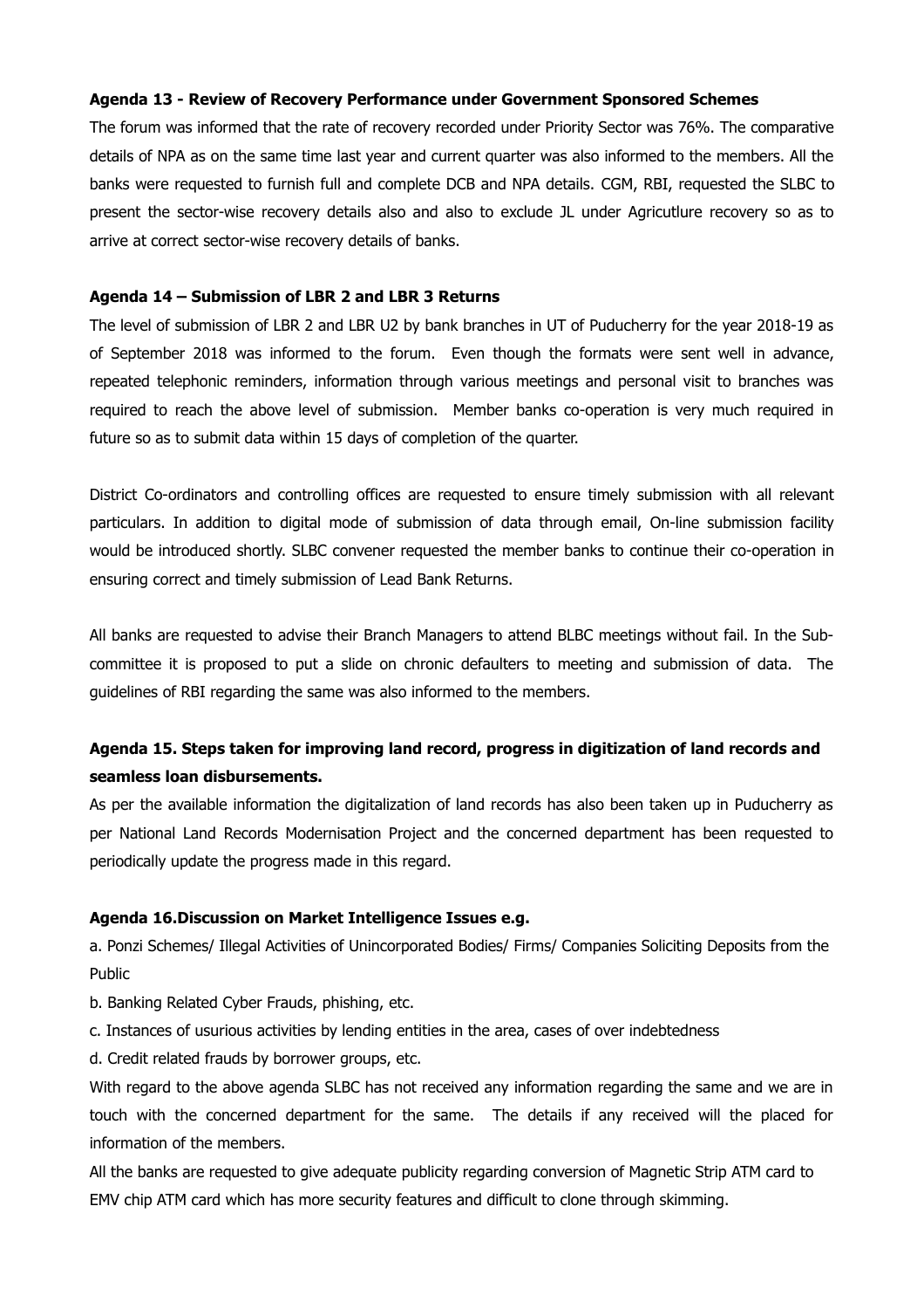**Agenda 13 - Review of Recovery Performance under Government Sponsored Schemes**

The forum was informed that the rate of recovery recorded under Priority Sector was 76%. The comparative details of NPA as on the same time last year and current quarter was also informed to the members. All the banks were requested to furnish full and complete DCB and NPA details. CGM, RBI, requested the SLBC to present the sector-wise recovery details also and also to exclude JL under Agricutlure recovery so as to arrive at correct sector-wise recovery details of banks.

**Agenda 14 – Submission of LBR 2 and LBR 3 Returns**

The level of submission of LBR 2 and LBR U2 by bank branches in UT of Puducherry for the year 2018-19 as of September 2018 was informed to the forum. Even though the formats were sent well in advance, repeated telephonic reminders, information through various meetings and personal visit to branches was required to reach the above level of submission. Member banks co-operation is very much required in future so as to submit data within 15 days of completion of the quarter.

District Co-ordinators and controlling offices are requested to ensure timely submission with all relevant particulars. In addition to digital mode of submission of data through email, On-line submission facility would be introduced shortly. SLBC convener requested the member banks to continue their co-operation in ensuring correct and timely submission of Lead Bank Returns.

All banks are requested to advise their Branch Managers to attend BLBC meetings without fail. In the Sub-committee it is proposed to put a slide on chronic defaulters to meeting and submission of data. The guidelines of RBI regarding the same was also informed to the members.

**Agenda 15. Steps taken for improving land record, progress in digitization of land records and seamless loan disbursements.**

As per the available information the digitalization of land records has also been taken up in Puducherry as per National Land Records Modernisation Project and the concerned department has been requested to periodically update the progress made in this regard.

**Agenda 16.Discussion on Market Intelligence Issues e.g.**

a. Ponzi Schemes/ Illegal Activities of Unincorporated Bodies/ Firms/ Companies Soliciting Deposits from the Public

b. Banking Related Cyber Frauds, phishing, etc.

c. Instances of usurious activities by lending entities in the area, cases of over indebtedness

d. Credit related frauds by borrower groups, etc.

With regard to the above agenda SLBC has not received any information regarding the same and we are in touch with the concerned department for the same. The details if any received will the placed for information of the members.

All the banks are requested to give adequate publicity regarding conversion of Magnetic Strip ATM card to EMV chip ATM card which has more security features and difficult to clone through skimming.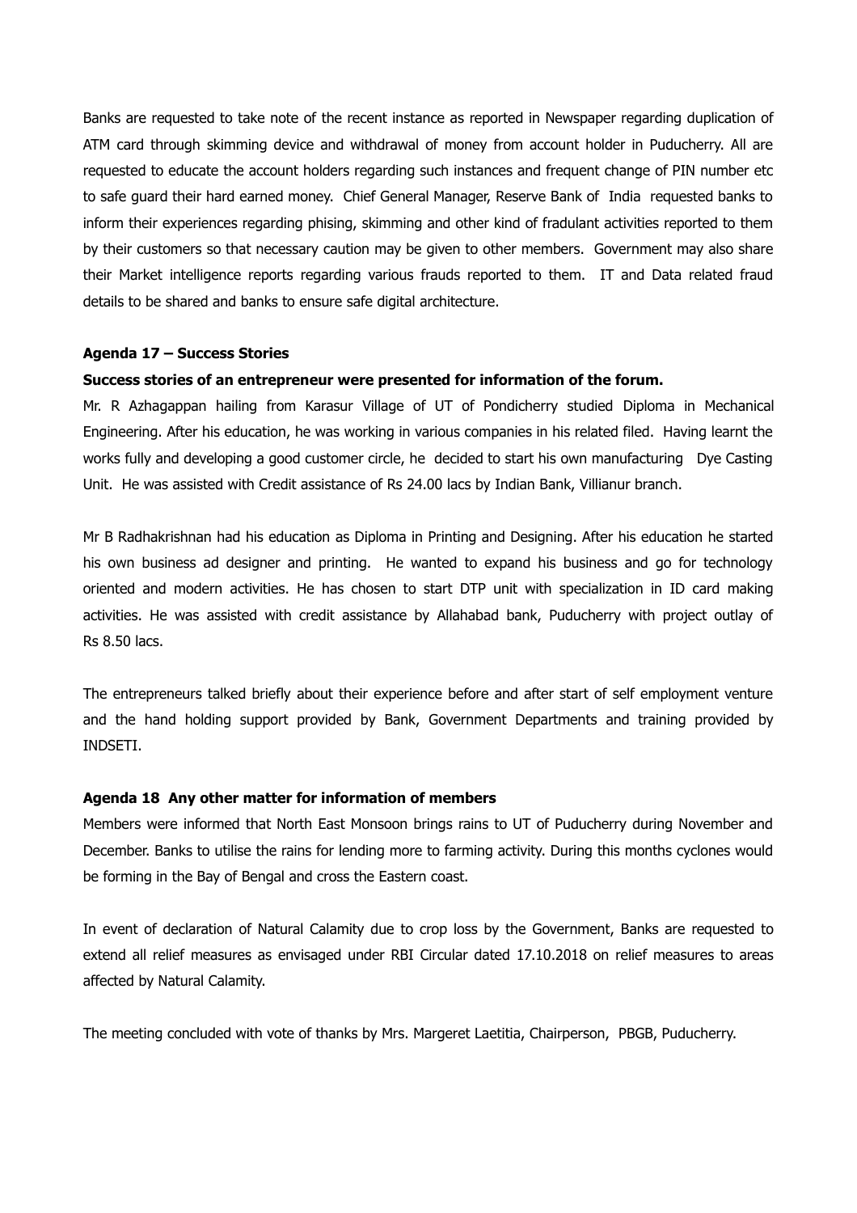Banks are requested to take note of the recent instance as reported in Newspaper regarding duplication of ATM card through skimming device and withdrawal of money from account holder in Puducherry. All are requested to educate the account holders regarding such instances and frequent change of PIN number etc to safe guard their hard earned money. Chief General Manager, Reserve Bank of India requested banks to inform their experiences regarding phising, skimming and other kind of fradulant activities reported to them by their customers so that necessary caution may be given to other members. Government may also share their Market intelligence reports regarding various frauds reported to them. IT and Data related fraud details to be shared and banks to ensure safe digital architecture.

**Agenda 17 – Success Stories**

**Success stories of an entrepreneur were presented for information of the forum.**

Mr. R Azhagappan hailing from Karasur Village of UT of Pondicherry studied Diploma in Mechanical Engineering. After his education, he was working in various companies in his related filed. Having learnt the works fully and developing a good customer circle, he decided to start his own manufacturing Dye Casting Unit. He was assisted with Credit assistance of Rs 24.00 lacs by Indian Bank, Villianur branch.

Mr B Radhakrishnan had his education as Diploma in Printing and Designing. After his education he started his own business ad designer and printing. He wanted to expand his business and go for technology oriented and modern activities. He has chosen to start DTP unit with specialization in ID card making activities. He was assisted with credit assistance by Allahabad bank, Puducherry with project outlay of Rs 8.50 lacs.

The entrepreneurs talked briefly about their experience before and after start of self employment venture and the hand holding support provided by Bank, Government Departments and training provided by INDSETI.

**Agenda 18 Any other matter for information of members**

Members were informed that North East Monsoon brings rains to UT of Puducherry during November and December. Banks to utilise the rains for lending more to farming activity. During this months cyclones would be forming in the Bay of Bengal and cross the Eastern coast.

In event of declaration of Natural Calamity due to crop loss by the Government, Banks are requested to extend all relief measures as envisaged under RBI Circular dated 17.10.2018 on relief measures to areas affected by Natural Calamity.

The meeting concluded with vote of thanks by Mrs. Margeret Laetitia, Chairperson, PBGB, Puducherry.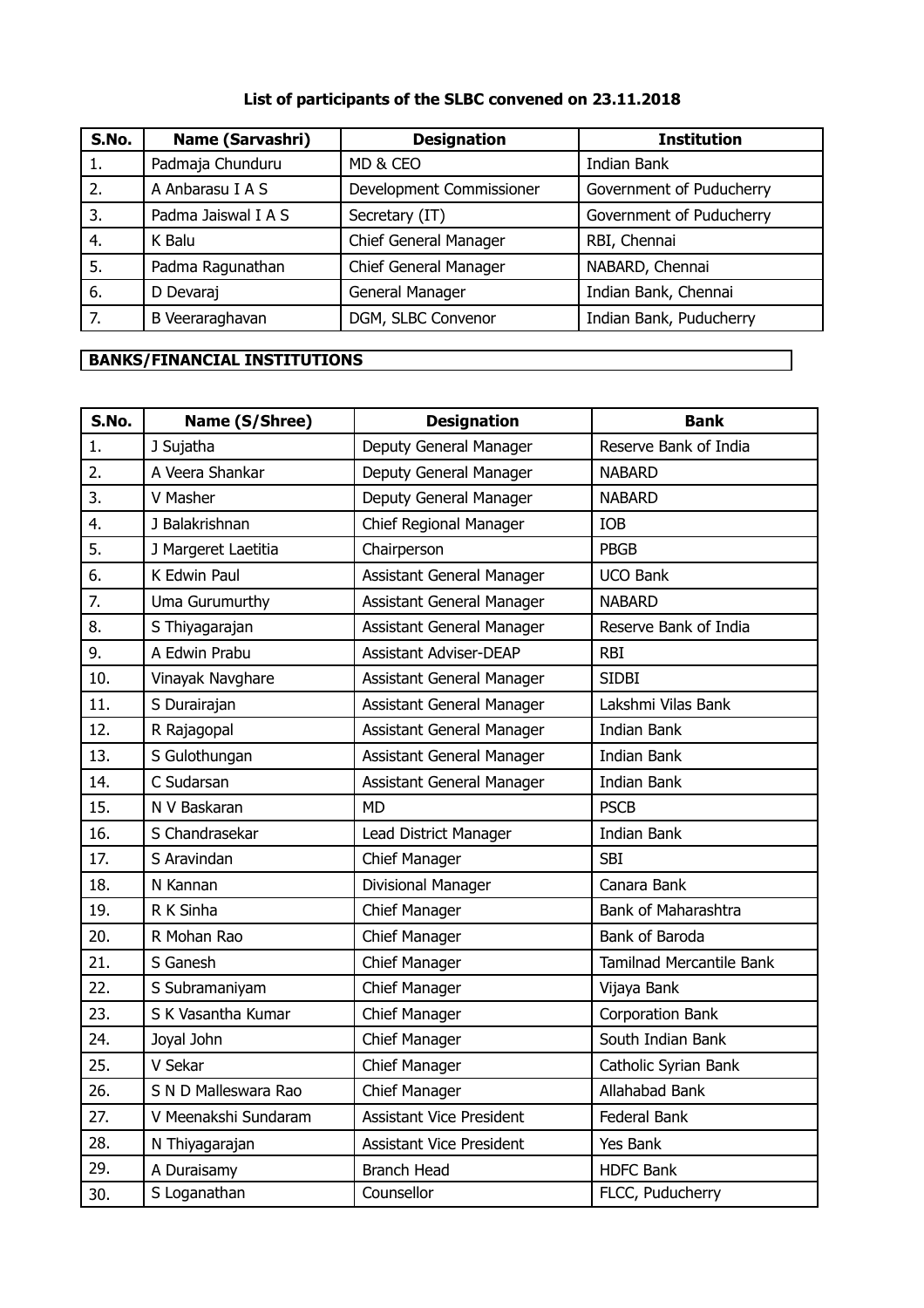**List of participants of the SLBC convened on 23.11.2018**

| S.No. | Name (Sarvashri) | Designation | Institution |
|---|---|---|---|
| 1. | Padmaja Chunduru | MD & CEO | Indian Bank |
| 2. | A Anbarasu I A S | Development Commissioner | Government of Puducherry |
| 3. | Padma Jaiswal I A S | Secretary (IT) | Government of Puducherry |
| 4. | K Balu | Chief General Manager | RBI, Chennai |
| 5. | Padma Ragunathan | Chief General Manager | NABARD, Chennai |
| 6. | D Devaraj | General Manager | Indian Bank, Chennai |
| 7. | B Veeraraghavan | DGM, SLBC Convenor | Indian Bank, Puducherry |

**BANKS/FINANCIAL INSTITUTIONS**

| S.No. | Name (S/Shree) | Designation | Bank |
|---|---|---|---|
| 1. | J Sujatha | Deputy General Manager | Reserve Bank of India |
| 2. | A Veera Shankar | Deputy General Manager | NABARD |
| 3. | V Masher | Deputy General Manager | NABARD |
| 4. | J Balakrishnan | Chief Regional Manager | IOB |
| 5. | J Margeret Laetitia | Chairperson | PBGB |
| 6. | K Edwin Paul | Assistant General Manager | UCO Bank |
| 7. | Uma Gurumurthy | Assistant General Manager | NABARD |
| 8. | S Thiyagarajan | Assistant General Manager | Reserve Bank of India |
| 9. | A Edwin Prabu | Assistant Adviser-DEAP | RBI |
| 10. | Vinayak Navghare | Assistant General Manager | SIDBI |
| 11. | S Durairajan | Assistant General Manager | Lakshmi Vilas Bank |
| 12. | R Rajagopal | Assistant General Manager | Indian Bank |
| 13. | S Gulothungan | Assistant General Manager | Indian Bank |
| 14. | C Sudarsan | Assistant General Manager | Indian Bank |
| 15. | N V Baskaran | MD | PSCB |
| 16. | S Chandrasekar | Lead District Manager | Indian Bank |
| 17. | S Aravindan | Chief Manager | SBI |
| 18. | N Kannan | Divisional Manager | Canara Bank |
| 19. | R K Sinha | Chief Manager | Bank of Maharashtra |
| 20. | R Mohan Rao | Chief Manager | Bank of Baroda |
| 21. | S Ganesh | Chief Manager | Tamilnad Mercantile Bank |
| 22. | S Subramaniyam | Chief Manager | Vijaya Bank |
| 23. | S K Vasantha Kumar | Chief Manager | Corporation Bank |
| 24. | Joyal John | Chief Manager | South Indian Bank |
| 25. | V Sekar | Chief Manager | Catholic Syrian Bank |
| 26. | S N D Malleswara Rao | Chief Manager | Allahabad Bank |
| 27. | V Meenakshi Sundaram | Assistant Vice President | Federal Bank |
| 28. | N Thiyagarajan | Assistant Vice President | Yes Bank |
| 29. | A Duraisamy | Branch Head | HDFC Bank |
| 30. | S Loganathan | Counsellor | FLCC, Puducherry |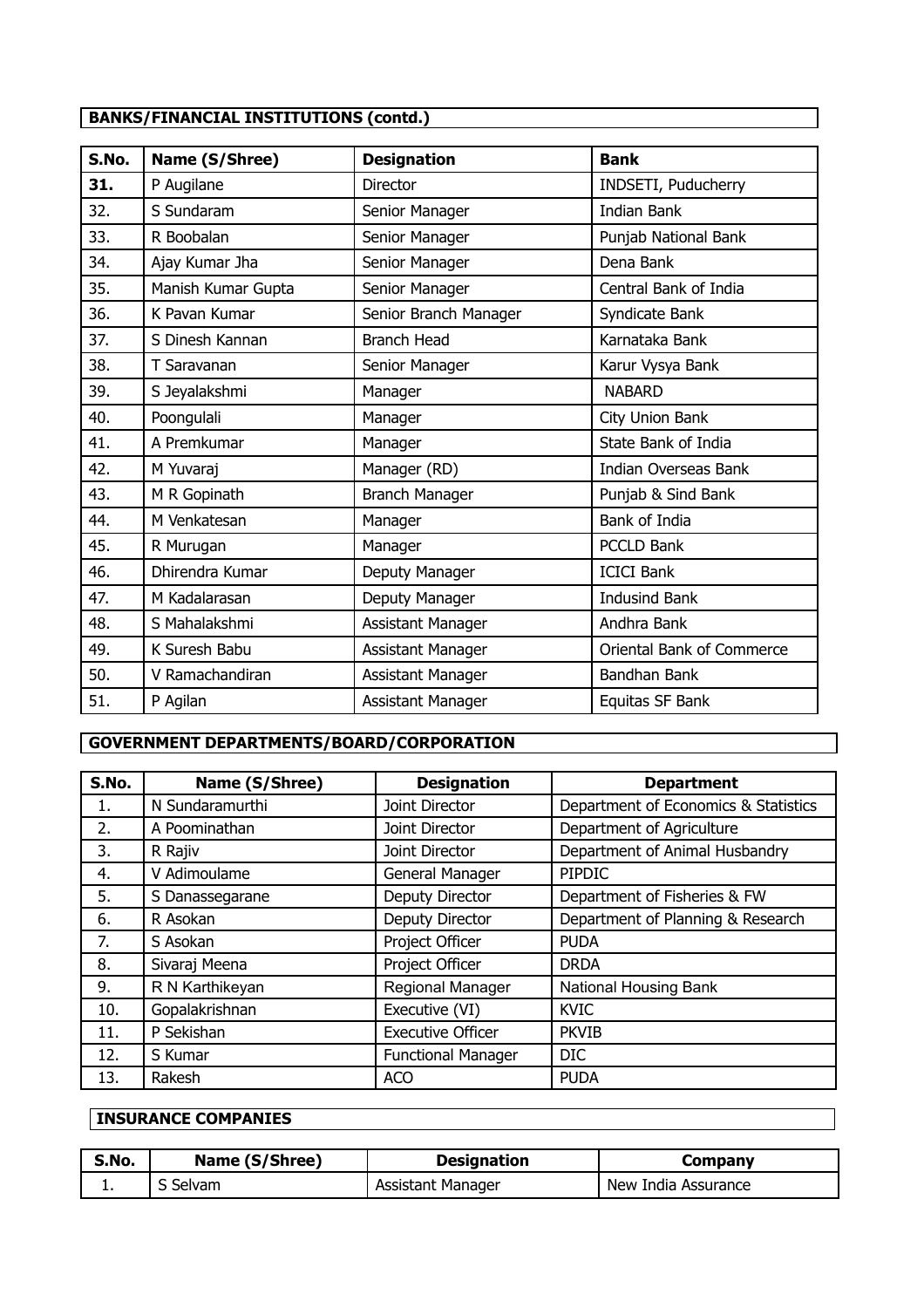**BANKS/FINANCIAL INSTITUTIONS (contd.)**

| S.No. | Name (S/Shree) | Designation | Bank |
|---|---|---|---|
| **31.** | P Augilane | Director | INDSETI, Puducherry |
| 32. | S Sundaram | Senior Manager | Indian Bank |
| 33. | R Boobalan | Senior Manager | Punjab National Bank |
| 34. | Ajay Kumar Jha | Senior Manager | Dena Bank |
| 35. | Manish Kumar Gupta | Senior Manager | Central Bank of India |
| 36. | K Pavan Kumar | Senior Branch Manager | Syndicate Bank |
| 37. | S Dinesh Kannan | Branch Head | Karnataka Bank |
| 38. | T Saravanan | Senior Manager | Karur Vysya Bank |
| 39. | S Jeyalakshmi | Manager | NABARD |
| 40. | Poongulali | Manager | City Union Bank |
| 41. | A Premkumar | Manager | State Bank of India |
| 42. | M Yuvaraj | Manager (RD) | Indian Overseas Bank |
| 43. | M R Gopinath | Branch Manager | Punjab & Sind Bank |
| 44. | M Venkatesan | Manager | Bank of India |
| 45. | R Murugan | Manager | PCCLD Bank |
| 46. | Dhirendra Kumar | Deputy Manager | ICICI Bank |
| 47. | M Kadalarasan | Deputy Manager | Indusind Bank |
| 48. | S Mahalakshmi | Assistant Manager | Andhra Bank |
| 49. | K Suresh Babu | Assistant Manager | Oriental Bank of Commerce |
| 50. | V Ramachandiran | Assistant Manager | Bandhan Bank |
| 51. | P Agilan | Assistant Manager | Equitas SF Bank |

**GOVERNMENT DEPARTMENTS/BOARD/CORPORATION**

| S.No. | Name (S/Shree) | Designation | Department |
|---|---|---|---|
| 1. | N Sundaramurthi | Joint Director | Department of Economics & Statistics |
| 2. | A Poominathan | Joint Director | Department of Agriculture |
| 3. | R Rajiv | Joint Director | Department of Animal Husbandry |
| 4. | V Adimoulame | General Manager | PIPDIC |
| 5. | S Danassegarane | Deputy Director | Department of Fisheries & FW |
| 6. | R Asokan | Deputy Director | Department of Planning & Research |
| 7. | S Asokan | Project Officer | PUDA |
| 8. | Sivaraj Meena | Project Officer | DRDA |
| 9. | R N Karthikeyan | Regional Manager | National Housing Bank |
| 10. | Gopalakrishnan | Executive (VI) | KVIC |
| 11. | P Sekishan | Executive Officer | PKVIB |
| 12. | S Kumar | Functional Manager | DIC |
| 13. | Rakesh | ACO | PUDA |

**INSURANCE COMPANIES**

| S.No. | Name (S/Shree) | Designation | Company |
|---|---|---|---|
| 1. | S Selvam | Assistant Manager | New India Assurance |